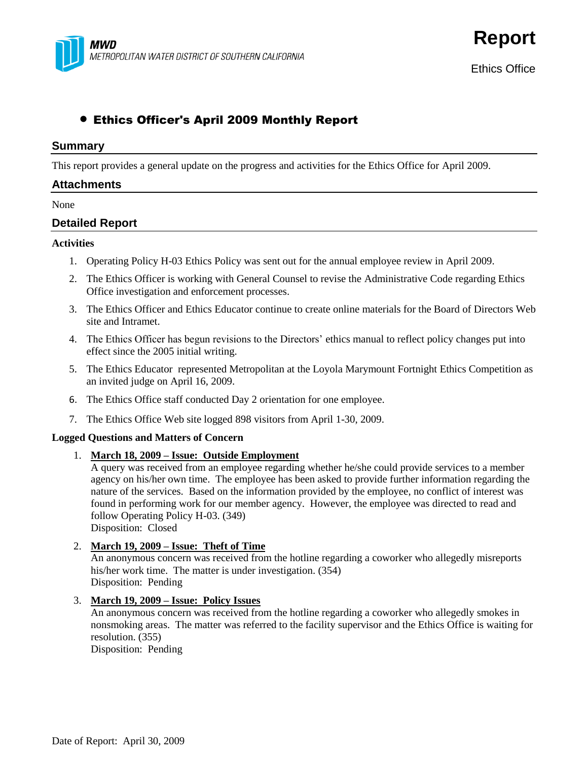MWD
METROPOLITAN WATER DISTRICT OF SOUTHERN CALIFORNIA

# Report

Ethics Office

- **Ethics Officer's April 2009 Monthly Report**

## Summary

This report provides a general update on the progress and activities for the Ethics Office for April 2009.

## Attachments

None

## Detailed Report

**Activities**

1. Operating Policy H-03 Ethics Policy was sent out for the annual employee review in April 2009.
2. The Ethics Officer is working with General Counsel to revise the Administrative Code regarding Ethics Office investigation and enforcement processes.
3. The Ethics Officer and Ethics Educator continue to create online materials for the Board of Directors Web site and Intramet.
4. The Ethics Officer has begun revisions to the Directors' ethics manual to reflect policy changes put into effect since the 2005 initial writing.
5. The Ethics Educator represented Metropolitan at the Loyola Marymount Fortnight Ethics Competition as an invited judge on April 16, 2009.
6. The Ethics Office staff conducted Day 2 orientation for one employee.
7. The Ethics Office Web site logged 898 visitors from April 1-30, 2009.

**Logged Questions and Matters of Concern**

1. **March 18, 2009 – Issue: Outside Employment**
   A query was received from an employee regarding whether he/she could provide services to a member agency on his/her own time. The employee has been asked to provide further information regarding the nature of the services. Based on the information provided by the employee, no conflict of interest was found in performing work for our member agency. However, the employee was directed to read and follow Operating Policy H-03. (349)
   Disposition: Closed

2. **March 19, 2009 – Issue: Theft of Time**
   An anonymous concern was received from the hotline regarding a coworker who allegedly misreports his/her work time. The matter is under investigation. (354)
   Disposition: Pending

3. **March 19, 2009 – Issue: Policy Issues**
   An anonymous concern was received from the hotline regarding a coworker who allegedly smokes in nonsmoking areas. The matter was referred to the facility supervisor and the Ethics Office is waiting for resolution. (355)
   Disposition: Pending

Date of Report: April 30, 2009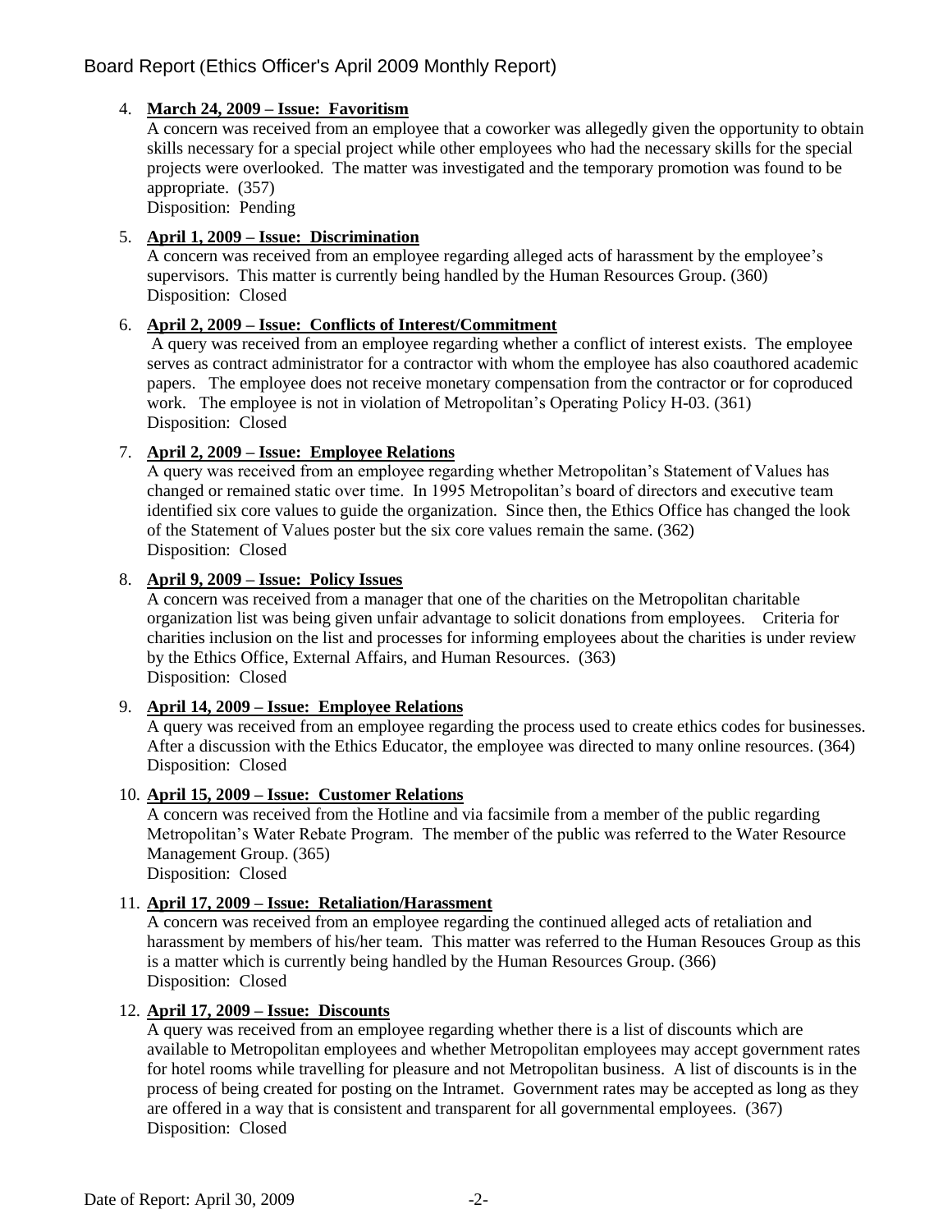4. **March 24, 2009 – Issue: Favoritism**
   A concern was received from an employee that a coworker was allegedly given the opportunity to obtain skills necessary for a special project while other employees who had the necessary skills for the special projects were overlooked. The matter was investigated and the temporary promotion was found to be appropriate. (357)
   Disposition: Pending

5. **April 1, 2009 – Issue: Discrimination**
   A concern was received from an employee regarding alleged acts of harassment by the employee's supervisors. This matter is currently being handled by the Human Resources Group. (360)
   Disposition: Closed

6. **April 2, 2009 – Issue: Conflicts of Interest/Commitment**
   A query was received from an employee regarding whether a conflict of interest exists. The employee serves as contract administrator for a contractor with whom the employee has also coauthored academic papers. The employee does not receive monetary compensation from the contractor or for coproduced work. The employee is not in violation of Metropolitan's Operating Policy H-03. (361)
   Disposition: Closed

7. **April 2, 2009 – Issue: Employee Relations**
   A query was received from an employee regarding whether Metropolitan's Statement of Values has changed or remained static over time. In 1995 Metropolitan's board of directors and executive team identified six core values to guide the organization. Since then, the Ethics Office has changed the look of the Statement of Values poster but the six core values remain the same. (362)
   Disposition: Closed

8. **April 9, 2009 – Issue: Policy Issues**
   A concern was received from a manager that one of the charities on the Metropolitan charitable organization list was being given unfair advantage to solicit donations from employees. Criteria for charities inclusion on the list and processes for informing employees about the charities is under review by the Ethics Office, External Affairs, and Human Resources. (363)
   Disposition: Closed

9. **April 14, 2009 – Issue: Employee Relations**
   A query was received from an employee regarding the process used to create ethics codes for businesses. After a discussion with the Ethics Educator, the employee was directed to many online resources. (364)
   Disposition: Closed

10. **April 15, 2009 – Issue: Customer Relations**
    A concern was received from the Hotline and via facsimile from a member of the public regarding Metropolitan's Water Rebate Program. The member of the public was referred to the Water Resource Management Group. (365)
    Disposition: Closed

11. **April 17, 2009 – Issue: Retaliation/Harassment**
    A concern was received from an employee regarding the continued alleged acts of retaliation and harassment by members of his/her team. This matter was referred to the Human Resouces Group as this is a matter which is currently being handled by the Human Resources Group. (366)
    Disposition: Closed

12. **April 17, 2009 – Issue: Discounts**
    A query was received from an employee regarding whether there is a list of discounts which are available to Metropolitan employees and whether Metropolitan employees may accept government rates for hotel rooms while travelling for pleasure and not Metropolitan business. A list of discounts is in the process of being created for posting on the Intramet. Government rates may be accepted as long as they are offered in a way that is consistent and transparent for all governmental employees. (367)
    Disposition: Closed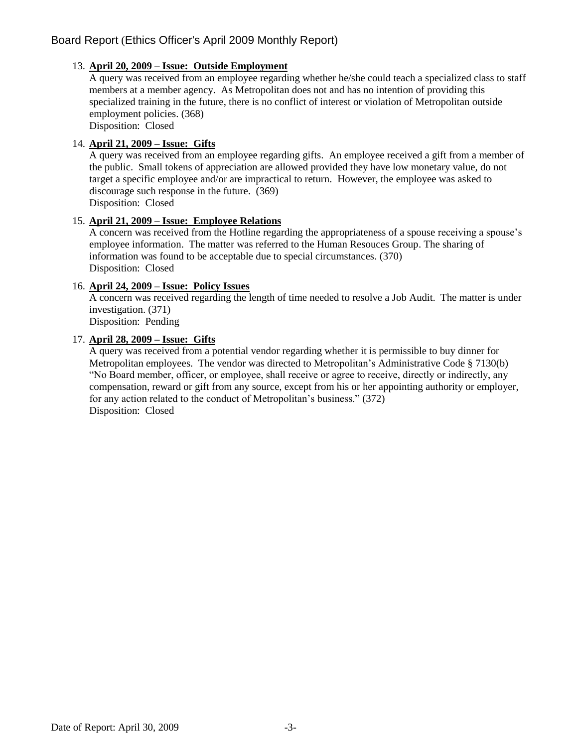13. **April 20, 2009 – Issue: Outside Employment**
    A query was received from an employee regarding whether he/she could teach a specialized class to staff members at a member agency. As Metropolitan does not and has no intention of providing this specialized training in the future, there is no conflict of interest or violation of Metropolitan outside employment policies. (368)
    Disposition: Closed

14. **April 21, 2009 – Issue: Gifts**
    A query was received from an employee regarding gifts. An employee received a gift from a member of the public. Small tokens of appreciation are allowed provided they have low monetary value, do not target a specific employee and/or are impractical to return. However, the employee was asked to discourage such response in the future. (369)
    Disposition: Closed

15. **April 21, 2009 – Issue: Employee Relations**
    A concern was received from the Hotline regarding the appropriateness of a spouse receiving a spouse's employee information. The matter was referred to the Human Resouces Group. The sharing of information was found to be acceptable due to special circumstances. (370)
    Disposition: Closed

16. **April 24, 2009 – Issue: Policy Issues**
    A concern was received regarding the length of time needed to resolve a Job Audit. The matter is under investigation. (371)
    Disposition: Pending

17. **April 28, 2009 – Issue: Gifts**
    A query was received from a potential vendor regarding whether it is permissible to buy dinner for Metropolitan employees. The vendor was directed to Metropolitan's Administrative Code § 7130(b) "No Board member, officer, or employee, shall receive or agree to receive, directly or indirectly, any compensation, reward or gift from any source, except from his or her appointing authority or employer, for any action related to the conduct of Metropolitan's business." (372)
    Disposition: Closed